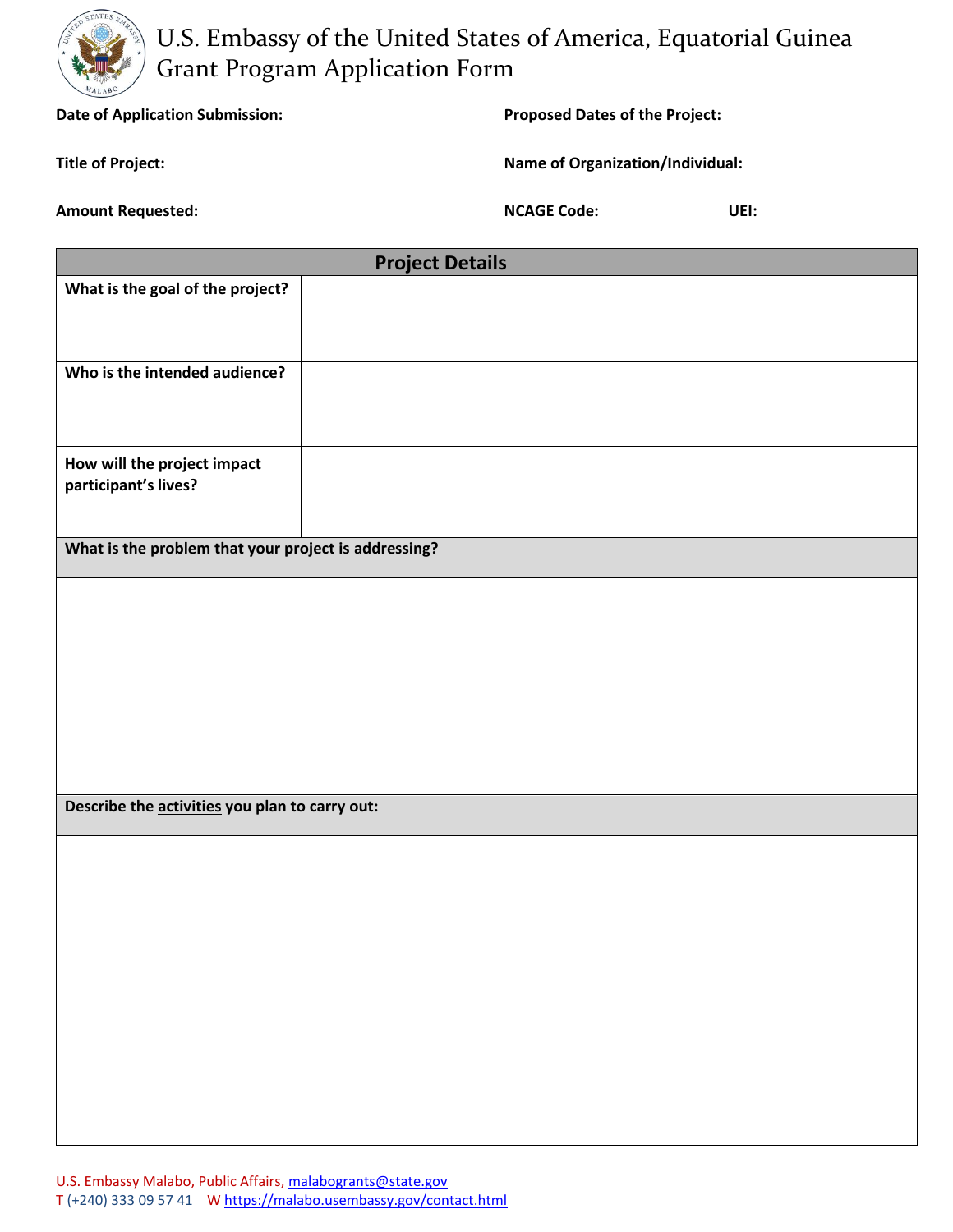# U.S. Embassy of the United States of America, Equatorial Guinea
# Grant Program Application Form

**Date of Application Submission:**

**Proposed Dates of the Project:**

**Title of Project:**

**Name of Organization/Individual:**

**Amount Requested:**

**NCAGE Code:**

**UEI:**

| Project Details | |
|---|---|
| **What is the goal of the project?** | |
| **Who is the intended audience?** | |
| **How will the project impact participant's lives?** | |
| **What is the problem that your project is addressing?** | |
| | |
| **Describe the activities you plan to carry out:** | |
| | |

U.S. Embassy Malabo, Public Affairs, malabogrants@state.gov
T (+240) 333 09 57 41 W https://malabo.usembassy.gov/contact.html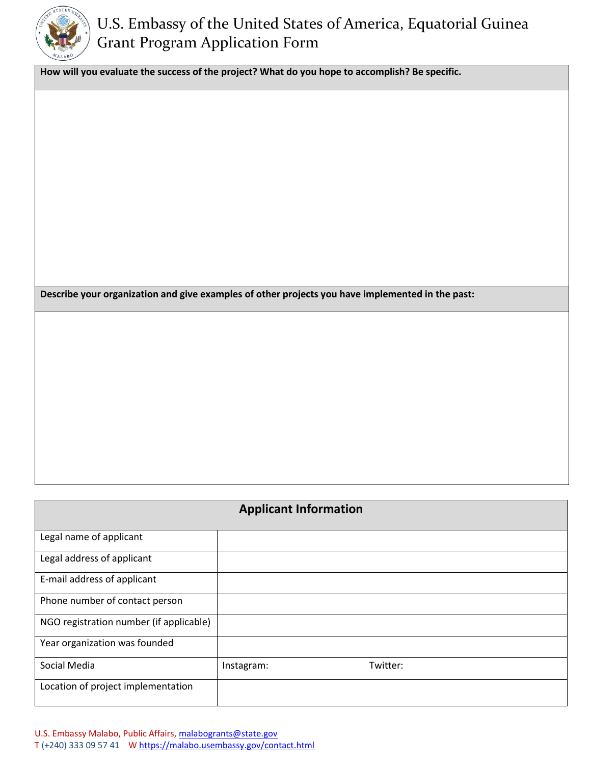| How will you evaluate the success of the project? What do you hope to accomplish? Be specific. |
|---|
| |

| Describe your organization and give examples of other projects you have implemented in the past: |
|---|
| |

| Applicant Information | | |
|---|---|---|
| Legal name of applicant | | |
| Legal address of applicant | | |
| E-mail address of applicant | | |
| Phone number of contact person | | |
| NGO registration number (if applicable) | | |
| Year organization was founded | | |
| Social Media | Instagram: | Twitter: |
| Location of project implementation | | |

U.S. Embassy Malabo, Public Affairs, malabogrants@state.gov
T (+240) 333 09 57 41 W https://malabo.usembassy.gov/contact.html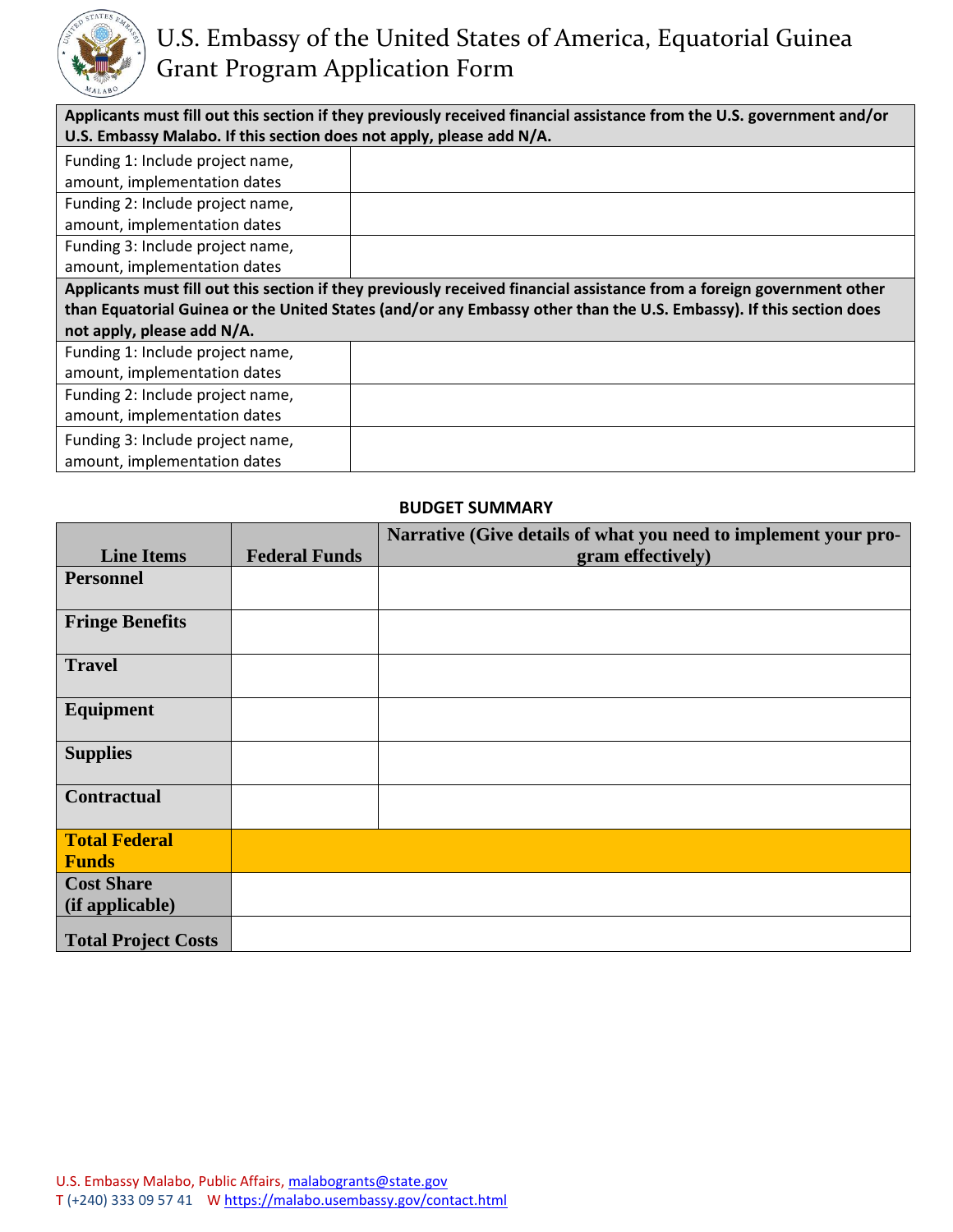# U.S. Embassy of the United States of America, Equatorial Guinea
# Grant Program Application Form

| **Applicants must fill out this section if they previously received financial assistance from the U.S. government and/or U.S. Embassy Malabo. If this section does not apply, please add N/A.** | |
|---|---|
| Funding 1: Include project name, amount, implementation dates | |
| Funding 2: Include project name, amount, implementation dates | |
| Funding 3: Include project name, amount, implementation dates | |
| **Applicants must fill out this section if they previously received financial assistance from a foreign government other than Equatorial Guinea or the United States (and/or any Embassy other than the U.S. Embassy). If this section does not apply, please add N/A.** | |
| Funding 1: Include project name, amount, implementation dates | |
| Funding 2: Include project name, amount, implementation dates | |
| Funding 3: Include project name, amount, implementation dates | |

**BUDGET SUMMARY**

| Line Items | Federal Funds | Narrative (Give details of what you need to implement your program effectively) |
|---|---|---|
| **Personnel** | | |
| **Fringe Benefits** | | |
| **Travel** | | |
| **Equipment** | | |
| **Supplies** | | |
| **Contractual** | | |
| **Total Federal Funds** | | |
| **Cost Share (if applicable)** | | |
| **Total Project Costs** | | |

U.S. Embassy Malabo, Public Affairs, malabogrants@state.gov
T (+240) 333 09 57 41 W https://malabo.usembassy.gov/contact.html